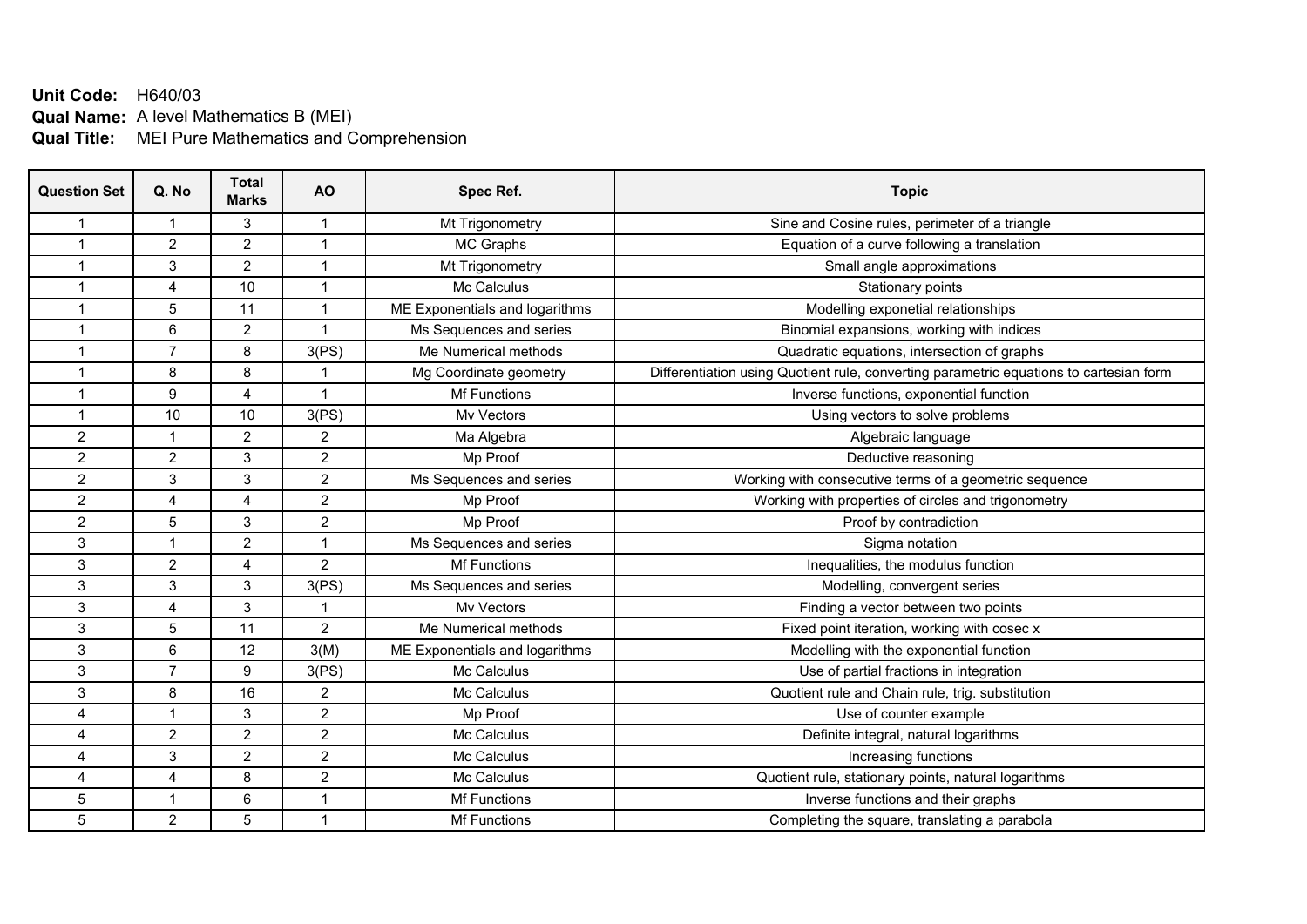**Unit Code:** H640/03
**Qual Name:** A level Mathematics B (MEI)
**Qual Title:** MEI Pure Mathematics and Comprehension

| Question Set | Q. No | Total Marks | AO | Spec Ref. | Topic |
|---|---|---|---|---|---|
| 1 | 1 | 3 | 1 | Mt Trigonometry | Sine and Cosine rules, perimeter of a triangle |
| 1 | 2 | 2 | 1 | MC Graphs | Equation of a curve following a translation |
| 1 | 3 | 2 | 1 | Mt Trigonometry | Small angle approximations |
| 1 | 4 | 10 | 1 | Mc Calculus | Stationary points |
| 1 | 5 | 11 | 1 | ME Exponentials and logarithms | Modelling exponetial relationships |
| 1 | 6 | 2 | 1 | Ms Sequences and series | Binomial expansions, working with indices |
| 1 | 7 | 8 | 3(PS) | Me Numerical methods | Quadratic equations, intersection of graphs |
| 1 | 8 | 8 | 1 | Mg Coordinate geometry | Differentiation using Quotient rule, converting parametric equations to cartesian form |
| 1 | 9 | 4 | 1 | Mf Functions | Inverse functions, exponential function |
| 1 | 10 | 10 | 3(PS) | Mv Vectors | Using vectors to solve problems |
| 2 | 1 | 2 | 2 | Ma Algebra | Algebraic language |
| 2 | 2 | 3 | 2 | Mp Proof | Deductive reasoning |
| 2 | 3 | 3 | 2 | Ms Sequences and series | Working with consecutive terms of a geometric sequence |
| 2 | 4 | 4 | 2 | Mp Proof | Working with properties of circles and trigonometry |
| 2 | 5 | 3 | 2 | Mp Proof | Proof by contradiction |
| 3 | 1 | 2 | 1 | Ms Sequences and series | Sigma notation |
| 3 | 2 | 4 | 2 | Mf Functions | Inequalities, the modulus function |
| 3 | 3 | 3 | 3(PS) | Ms Sequences and series | Modelling, convergent series |
| 3 | 4 | 3 | 1 | Mv Vectors | Finding a vector between two points |
| 3 | 5 | 11 | 2 | Me Numerical methods | Fixed point iteration, working with cosec x |
| 3 | 6 | 12 | 3(M) | ME Exponentials and logarithms | Modelling with the exponential function |
| 3 | 7 | 9 | 3(PS) | Mc Calculus | Use of partial fractions in integration |
| 3 | 8 | 16 | 2 | Mc Calculus | Quotient rule and Chain rule, trig. substitution |
| 4 | 1 | 3 | 2 | Mp Proof | Use of counter example |
| 4 | 2 | 2 | 2 | Mc Calculus | Definite integral, natural logarithms |
| 4 | 3 | 2 | 2 | Mc Calculus | Increasing functions |
| 4 | 4 | 8 | 2 | Mc Calculus | Quotient rule, stationary points, natural logarithms |
| 5 | 1 | 6 | 1 | Mf Functions | Inverse functions and their graphs |
| 5 | 2 | 5 | 1 | Mf Functions | Completing the square, translating a parabola |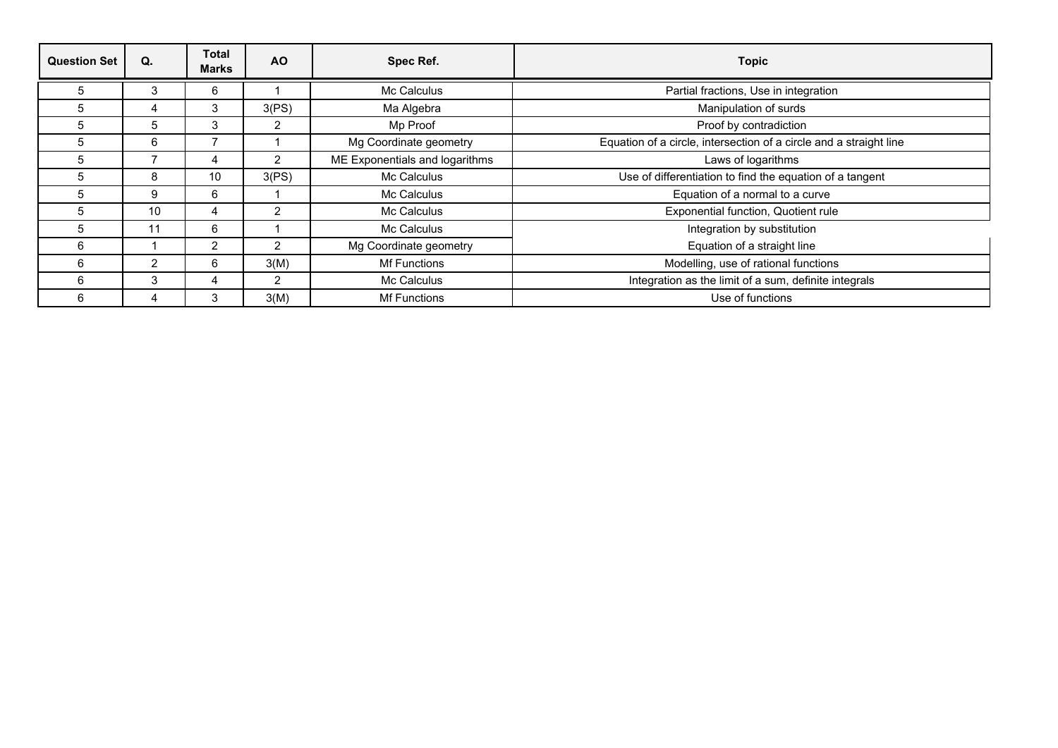| Question Set | Q. | Total Marks | AO | Spec Ref. | Topic |
|---|---|---|---|---|---|
| 5 | 3 | 6 | 1 | Mc Calculus | Partial fractions, Use in integration |
| 5 | 4 | 3 | 3(PS) | Ma Algebra | Manipulation of surds |
| 5 | 5 | 3 | 2 | Mp Proof | Proof by contradiction |
| 5 | 6 | 7 | 1 | Mg Coordinate geometry | Equation of a circle, intersection of a circle and a straight line |
| 5 | 7 | 4 | 2 | ME Exponentials and logarithms | Laws of logarithms |
| 5 | 8 | 10 | 3(PS) | Mc Calculus | Use of differentiation to find the equation of a tangent |
| 5 | 9 | 6 | 1 | Mc Calculus | Equation of a normal to a curve |
| 5 | 10 | 4 | 2 | Mc Calculus | Exponential function, Quotient rule |
| 5 | 11 | 6 | 1 | Mc Calculus | Integration by substitution |
| 6 | 1 | 2 | 2 | Mg Coordinate geometry | Equation of a straight line |
| 6 | 2 | 6 | 3(M) | Mf Functions | Modelling, use of rational functions |
| 6 | 3 | 4 | 2 | Mc Calculus | Integration as the limit of a sum, definite integrals |
| 6 | 4 | 3 | 3(M) | Mf Functions | Use of functions |